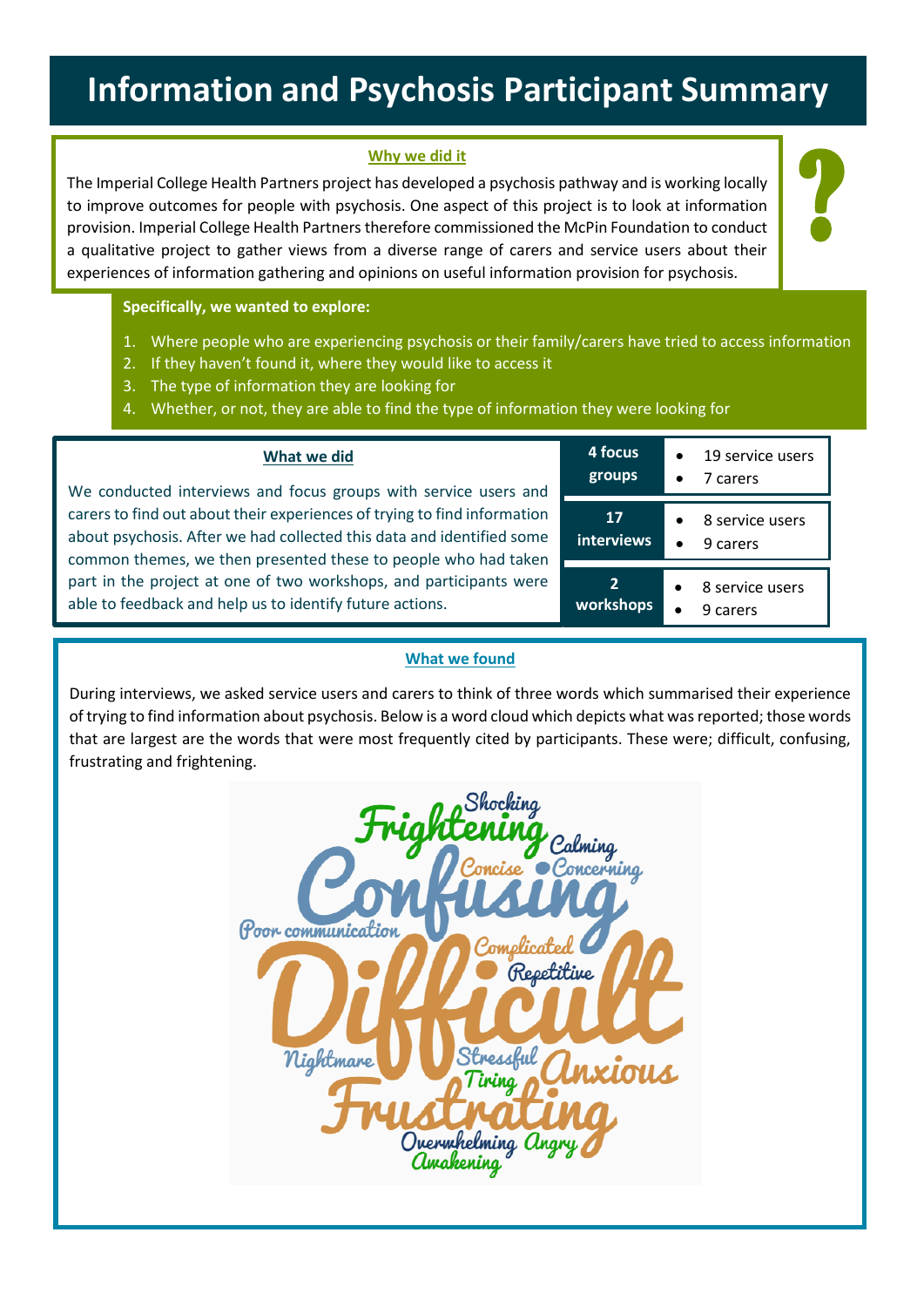# Information and Psychosis Participant Summary

## Why we did it

The Imperial College Health Partners project has developed a psychosis pathway and is working locally to improve outcomes for people with psychosis. One aspect of this project is to look at information provision. Imperial College Health Partners therefore commissioned the McPin Foundation to conduct a qualitative project to gather views from a diverse range of carers and service users about their experiences of information gathering and opinions on useful information provision for psychosis.

**Specifically, we wanted to explore:**

1. Where people who are experiencing psychosis or their family/carers have tried to access information
2. If they haven't found it, where they would like to access it
3. The type of information they are looking for
4. Whether, or not, they are able to find the type of information they were looking for

## What we did

We conducted interviews and focus groups with service users and carers to find out about their experiences of trying to find information about psychosis. After we had collected this data and identified some common themes, we then presented these to people who had taken part in the project at one of two workshops, and participants were able to feedback and help us to identify future actions.

| | |
|---|---|
| **4 focus groups** | • 19 service users<br>• 7 carers |
| **17 interviews** | • 8 service users<br>• 9 carers |
| **2 workshops** | • 8 service users<br>• 9 carers |

## What we found

During interviews, we asked service users and carers to think of three words which summarised their experience of trying to find information about psychosis. Below is a word cloud which depicts what was reported; those words that are largest are the words that were most frequently cited by participants. These were; difficult, confusing, frustrating and frightening.

Shocking, Frightening, Calming, Concise, Concerning, Confusing, Poor communication, Complicated, Repetitive, Difficult, Nightmare, Stressful, Tiring, Anxious, Frustrating, Overwhelming, Angry, Awakening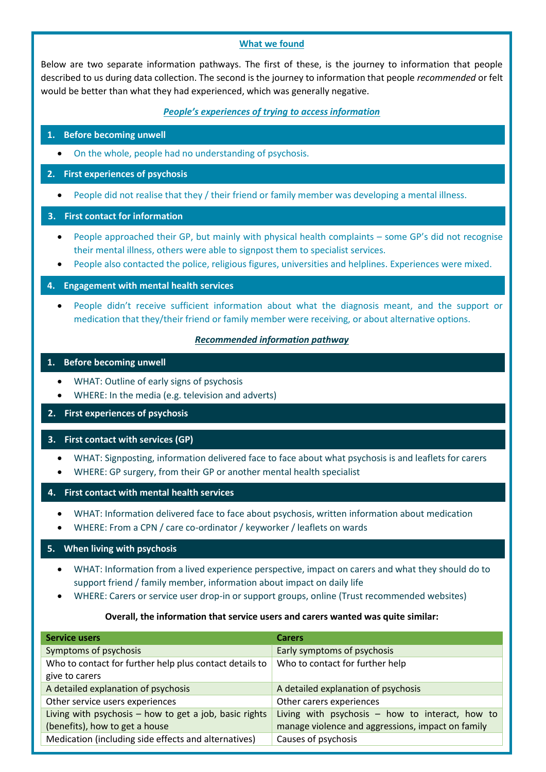## What we found

Below are two separate information pathways. The first of these, is the journey to information that people described to us during data collection. The second is the journey to information that people *recommended* or felt would be better than what they had experienced, which was generally negative.

### *People's experiences of trying to access information*

**1. Before becoming unwell**

- On the whole, people had no understanding of psychosis.

**2. First experiences of psychosis**

- People did not realise that they / their friend or family member was developing a mental illness.

**3. First contact for information**

- People approached their GP, but mainly with physical health complaints – some GP's did not recognise their mental illness, others were able to signpost them to specialist services.
- People also contacted the police, religious figures, universities and helplines. Experiences were mixed.

**4. Engagement with mental health services**

- People didn't receive sufficient information about what the diagnosis meant, and the support or medication that they/their friend or family member were receiving, or about alternative options.

### *Recommended information pathway*

**1. Before becoming unwell**

- WHAT: Outline of early signs of psychosis
- WHERE: In the media (e.g. television and adverts)

**2. First experiences of psychosis**

**3. First contact with services (GP)**

- WHAT: Signposting, information delivered face to face about what psychosis is and leaflets for carers
- WHERE: GP surgery, from their GP or another mental health specialist

**4. First contact with mental health services**

- WHAT: Information delivered face to face about psychosis, written information about medication
- WHERE: From a CPN / care co-ordinator / keyworker / leaflets on wards

**5. When living with psychosis**

- WHAT: Information from a lived experience perspective, impact on carers and what they should do to support friend / family member, information about impact on daily life
- WHERE: Carers or service user drop-in or support groups, online (Trust recommended websites)

**Overall, the information that service users and carers wanted was quite similar:**

| Service users | Carers |
|---|---|
| Symptoms of psychosis | Early symptoms of psychosis |
| Who to contact for further help plus contact details to give to carers | Who to contact for further help |
| A detailed explanation of psychosis | A detailed explanation of psychosis |
| Other service users experiences | Other carers experiences |
| Living with psychosis – how to get a job, basic rights (benefits), how to get a house | Living with psychosis – how to interact, how to manage violence and aggressions, impact on family |
| Medication (including side effects and alternatives) | Causes of psychosis |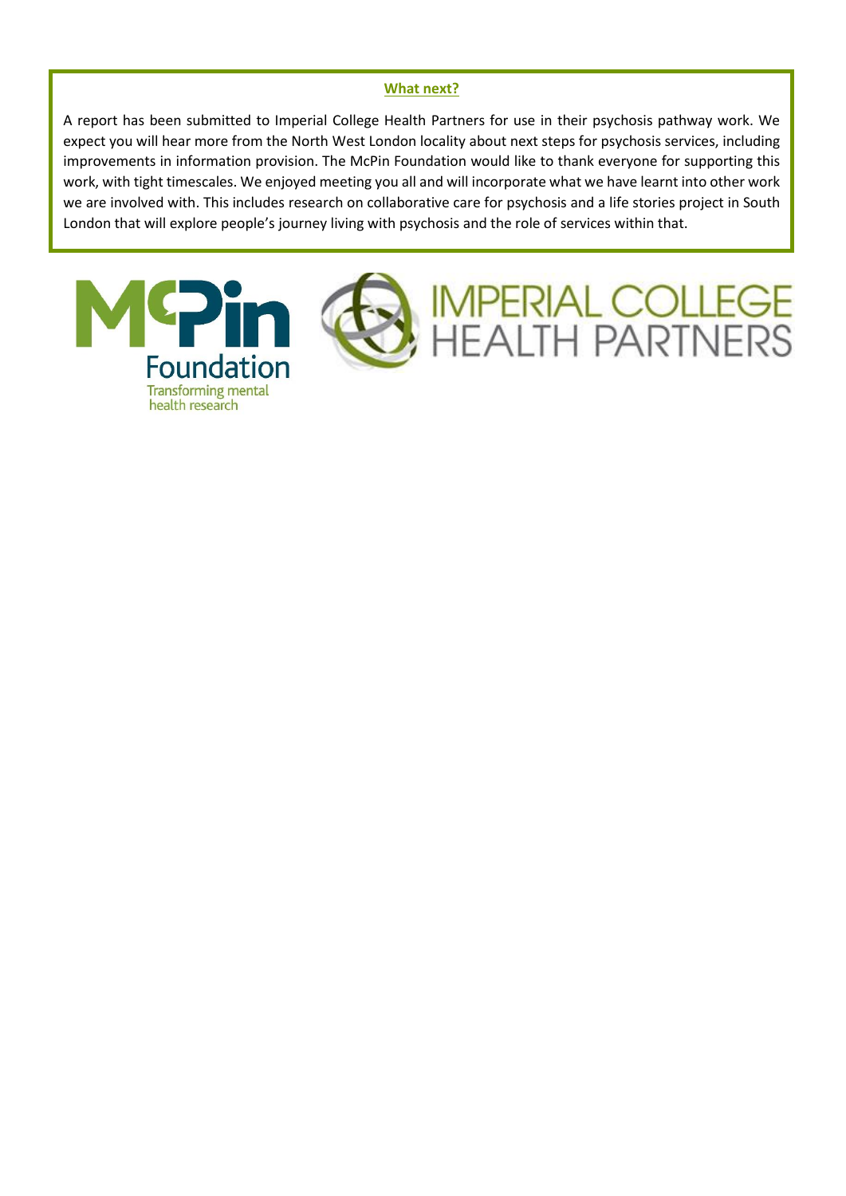**What next?**

A report has been submitted to Imperial College Health Partners for use in their psychosis pathway work. We expect you will hear more from the North West London locality about next steps for psychosis services, including improvements in information provision. The McPin Foundation would like to thank everyone for supporting this work, with tight timescales. We enjoyed meeting you all and will incorporate what we have learnt into other work we are involved with. This includes research on collaborative care for psychosis and a life stories project in South London that will explore people's journey living with psychosis and the role of services within that.

McPin Foundation
Transforming mental health research

IMPERIAL COLLEGE HEALTH PARTNERS